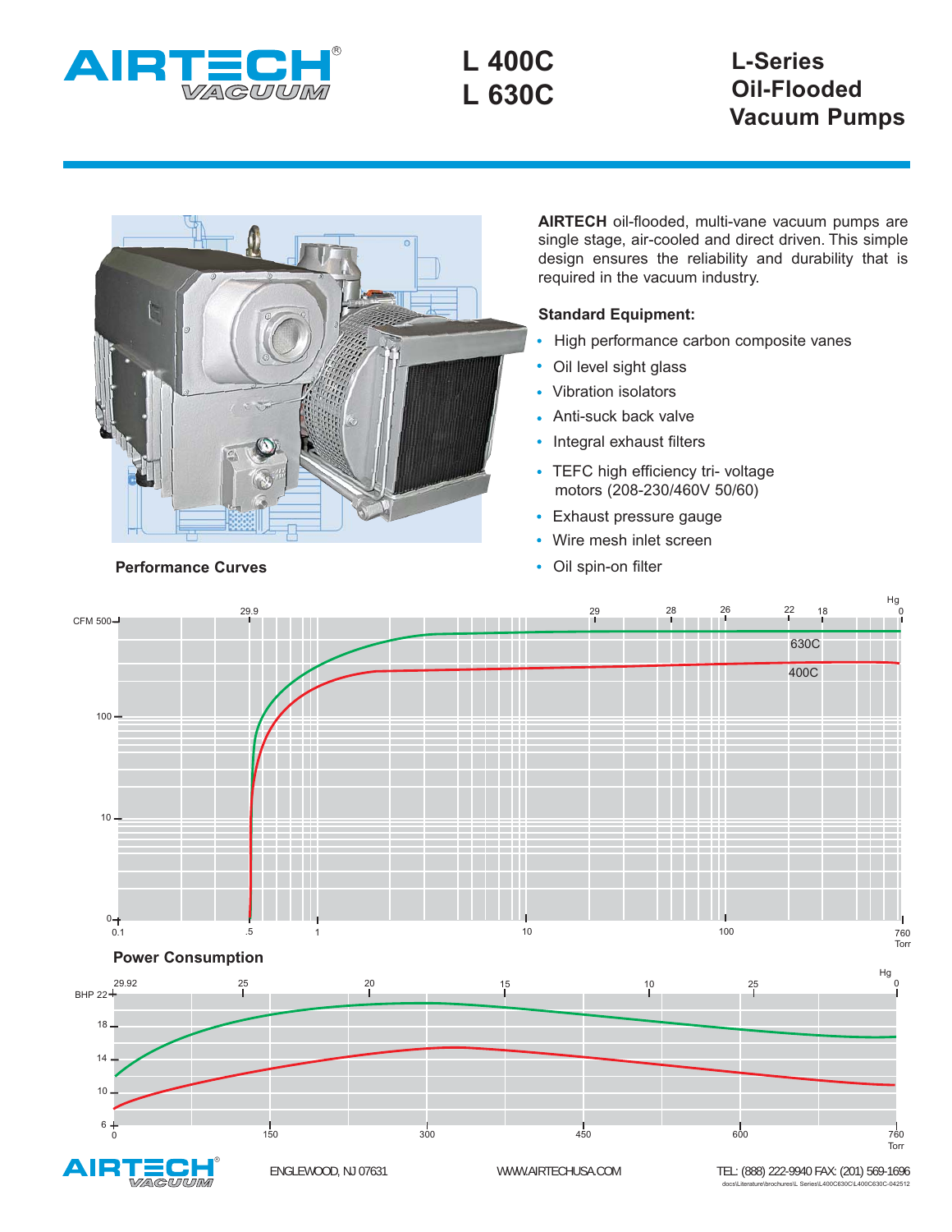# L 400C
# L 630C

## L-Series Oil-Flooded Vacuum Pumps

**AIRTECH** oil-flooded, multi-vane vacuum pumps are single stage, air-cooled and direct driven. This simple design ensures the reliability and durability that is required in the vacuum industry.

**Standard Equipment:**

- High performance carbon composite vanes
- Oil level sight glass
- Vibration isolators
- Anti-suck back valve
- Integral exhaust filters
- TEFC high efficiency tri- voltage motors (208-230/460V 50/60)
- Exhaust pressure gauge
- Wire mesh inlet screen
- Oil spin-on filter

**Performance Curves**

**Power Consumption**

ENGLEWOOD, NJ 07631 WWW.AIRTECHUSA.COM TEL: (888) 222-9940 FAX: (201) 569-1696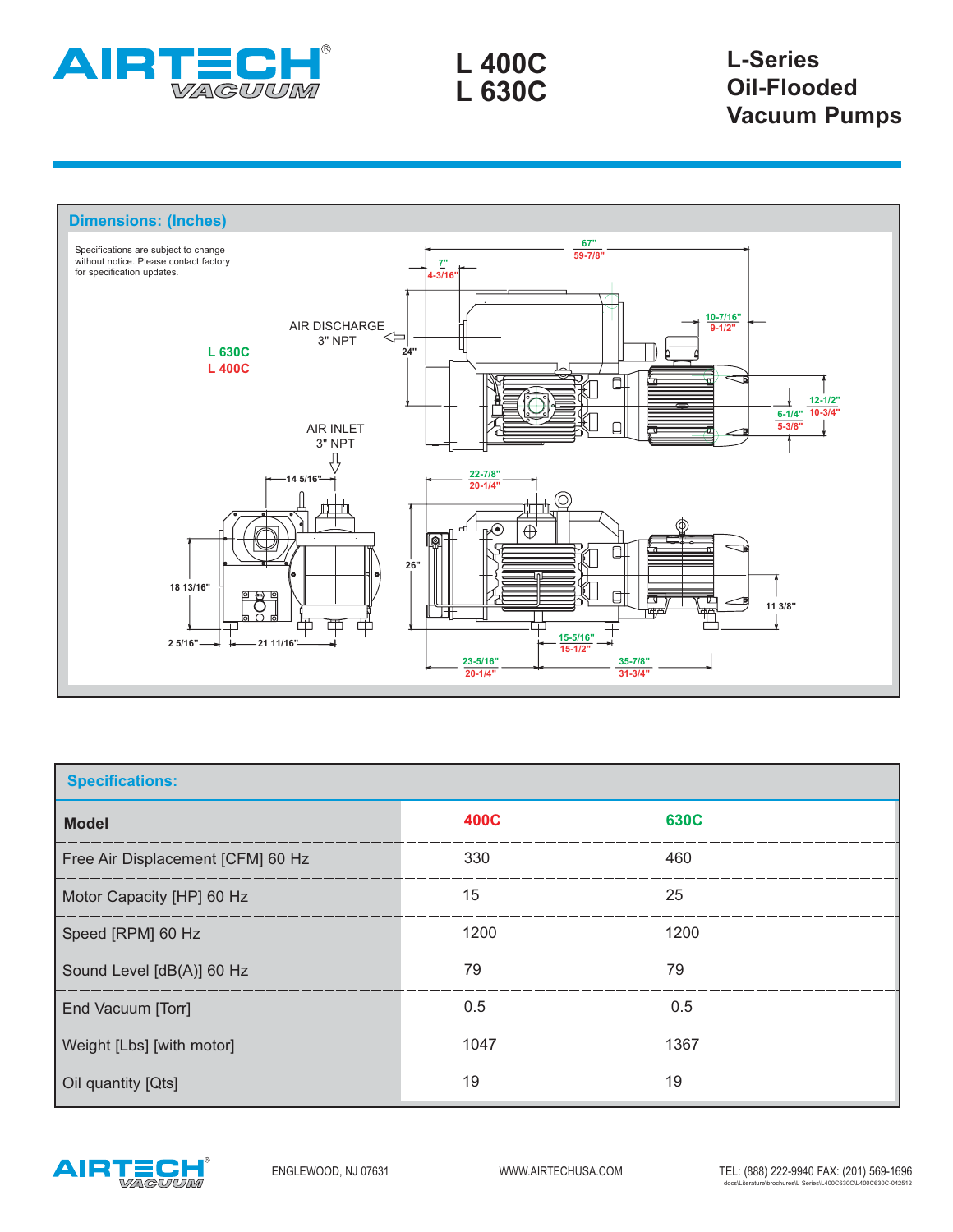# L 400C
# L 630C

## L-Series Oil-Flooded Vacuum Pumps

### Dimensions: (Inches)

Specifications are subject to change without notice. Please contact factory for specification updates.

L 630C
L 400C

AIR DISCHARGE
3" NPT

AIR INLET
3" NPT

67"
59-7/8"
7"
4-3/16"
24"
10-7/16"
9-1/2"
12-1/2"
10-3/4"
6-1/4"
5-3/8"
14 5/16"
22-7/8"
20-1/4"
26"
18 13/16"
11 3/8"
2 5/16"
21 11/16"
15-5/16"
15-1/2"
23-5/16"
20-1/4"
35-7/8"
31-3/4"

### Specifications:

| Model | 400C | 630C |
|---|---|---|
| Free Air Displacement [CFM] 60 Hz | 330 | 460 |
| Motor Capacity [HP] 60 Hz | 15 | 25 |
| Speed [RPM] 60 Hz | 1200 | 1200 |
| Sound Level [dB(A)] 60 Hz | 79 | 79 |
| End Vacuum [Torr] | 0.5 | 0.5 |
| Weight [Lbs] [with motor] | 1047 | 1367 |
| Oil quantity [Qts] | 19 | 19 |

ENGLEWOOD, NJ 07631 WWW.AIRTECHUSA.COM TEL: (888) 222-9940 FAX: (201) 569-1696